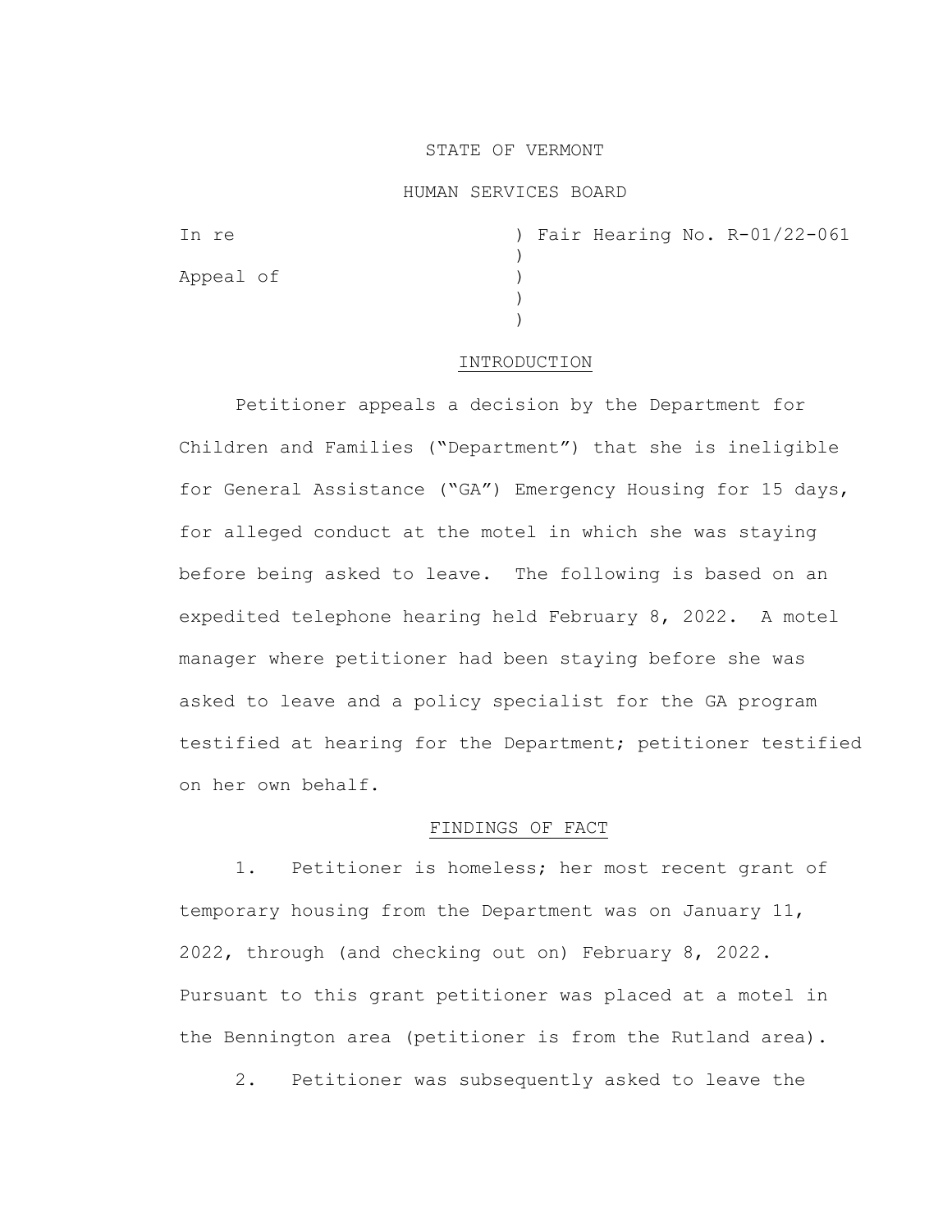STATE OF VERMONT

HUMAN SERVICES BOARD

In re ) Fair Hearing No. R-01/22-061
)
Appeal of )
)
)

## INTRODUCTION

Petitioner appeals a decision by the Department for Children and Families ("Department") that she is ineligible for General Assistance ("GA") Emergency Housing for 15 days, for alleged conduct at the motel in which she was staying before being asked to leave. The following is based on an expedited telephone hearing held February 8, 2022. A motel manager where petitioner had been staying before she was asked to leave and a policy specialist for the GA program testified at hearing for the Department; petitioner testified on her own behalf.

## FINDINGS OF FACT

1. Petitioner is homeless; her most recent grant of temporary housing from the Department was on January 11, 2022, through (and checking out on) February 8, 2022. Pursuant to this grant petitioner was placed at a motel in the Bennington area (petitioner is from the Rutland area).

2. Petitioner was subsequently asked to leave the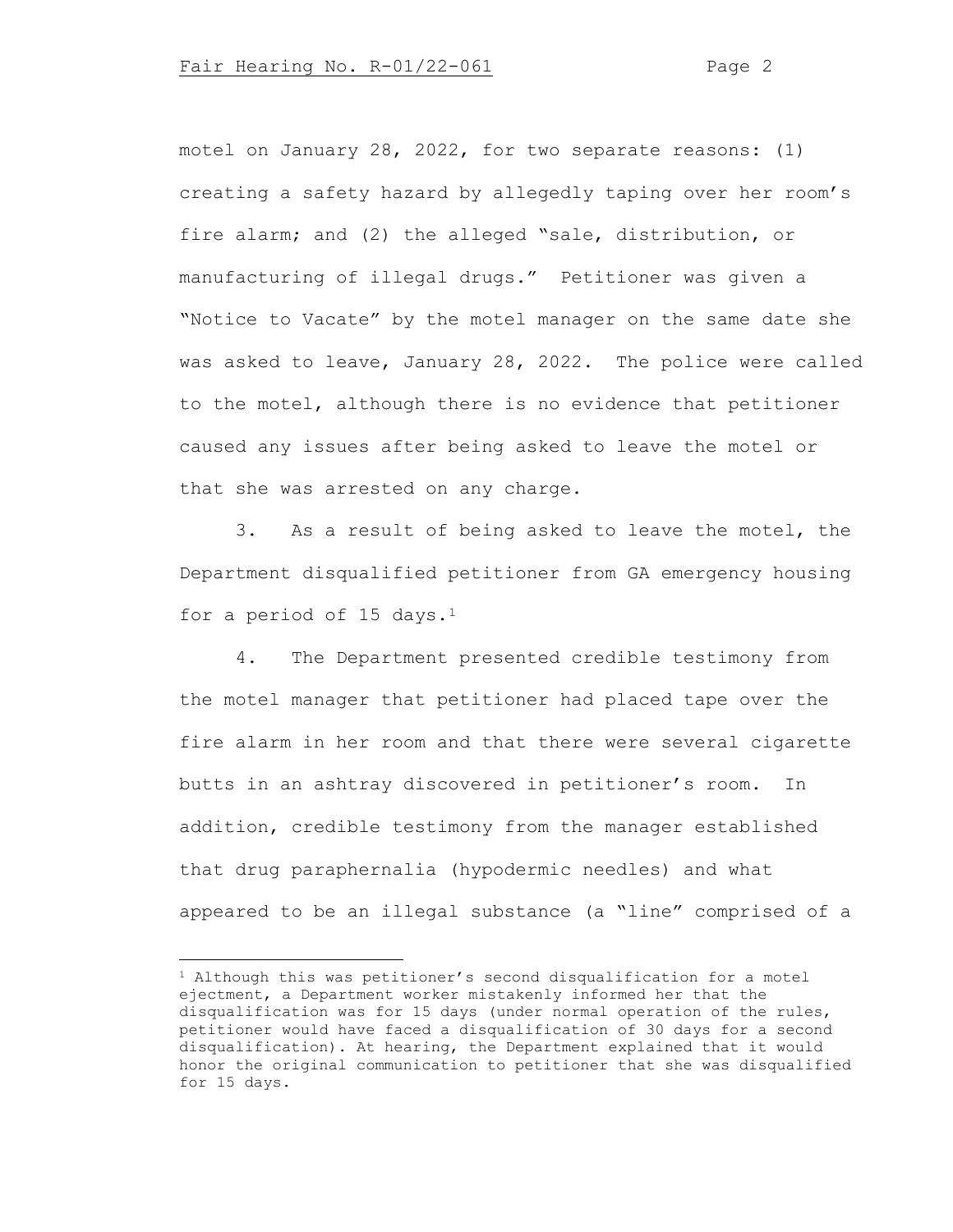motel on January 28, 2022, for two separate reasons: (1) creating a safety hazard by allegedly taping over her room's fire alarm; and (2) the alleged "sale, distribution, or manufacturing of illegal drugs." Petitioner was given a "Notice to Vacate" by the motel manager on the same date she was asked to leave, January 28, 2022. The police were called to the motel, although there is no evidence that petitioner caused any issues after being asked to leave the motel or that she was arrested on any charge.

3. As a result of being asked to leave the motel, the Department disqualified petitioner from GA emergency housing for a period of 15 days.[1]

4. The Department presented credible testimony from the motel manager that petitioner had placed tape over the fire alarm in her room and that there were several cigarette butts in an ashtray discovered in petitioner's room. In addition, credible testimony from the manager established that drug paraphernalia (hypodermic needles) and what appeared to be an illegal substance (a "line" comprised of a

---

[1] Although this was petitioner's second disqualification for a motel ejectment, a Department worker mistakenly informed her that the disqualification was for 15 days (under normal operation of the rules, petitioner would have faced a disqualification of 30 days for a second disqualification). At hearing, the Department explained that it would honor the original communication to petitioner that she was disqualified for 15 days.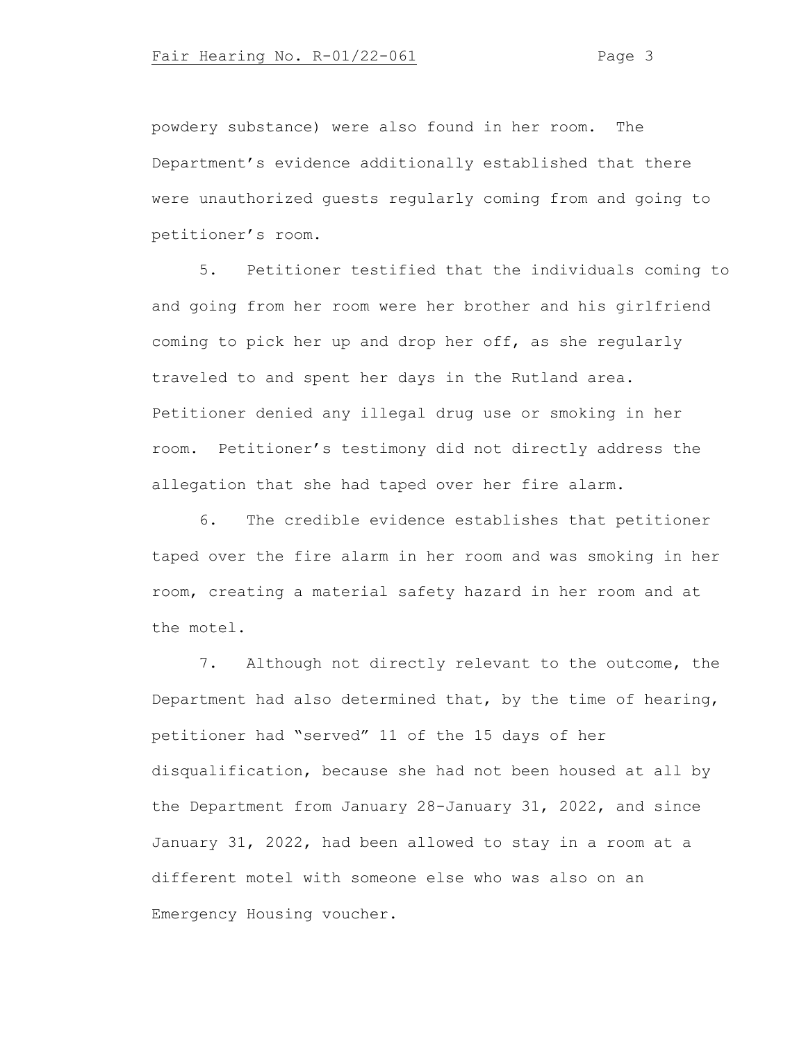powdery substance) were also found in her room. The Department's evidence additionally established that there were unauthorized guests regularly coming from and going to petitioner's room.

5. Petitioner testified that the individuals coming to and going from her room were her brother and his girlfriend coming to pick her up and drop her off, as she regularly traveled to and spent her days in the Rutland area. Petitioner denied any illegal drug use or smoking in her room. Petitioner's testimony did not directly address the allegation that she had taped over her fire alarm.

6. The credible evidence establishes that petitioner taped over the fire alarm in her room and was smoking in her room, creating a material safety hazard in her room and at the motel.

7. Although not directly relevant to the outcome, the Department had also determined that, by the time of hearing, petitioner had "served" 11 of the 15 days of her disqualification, because she had not been housed at all by the Department from January 28-January 31, 2022, and since January 31, 2022, had been allowed to stay in a room at a different motel with someone else who was also on an Emergency Housing voucher.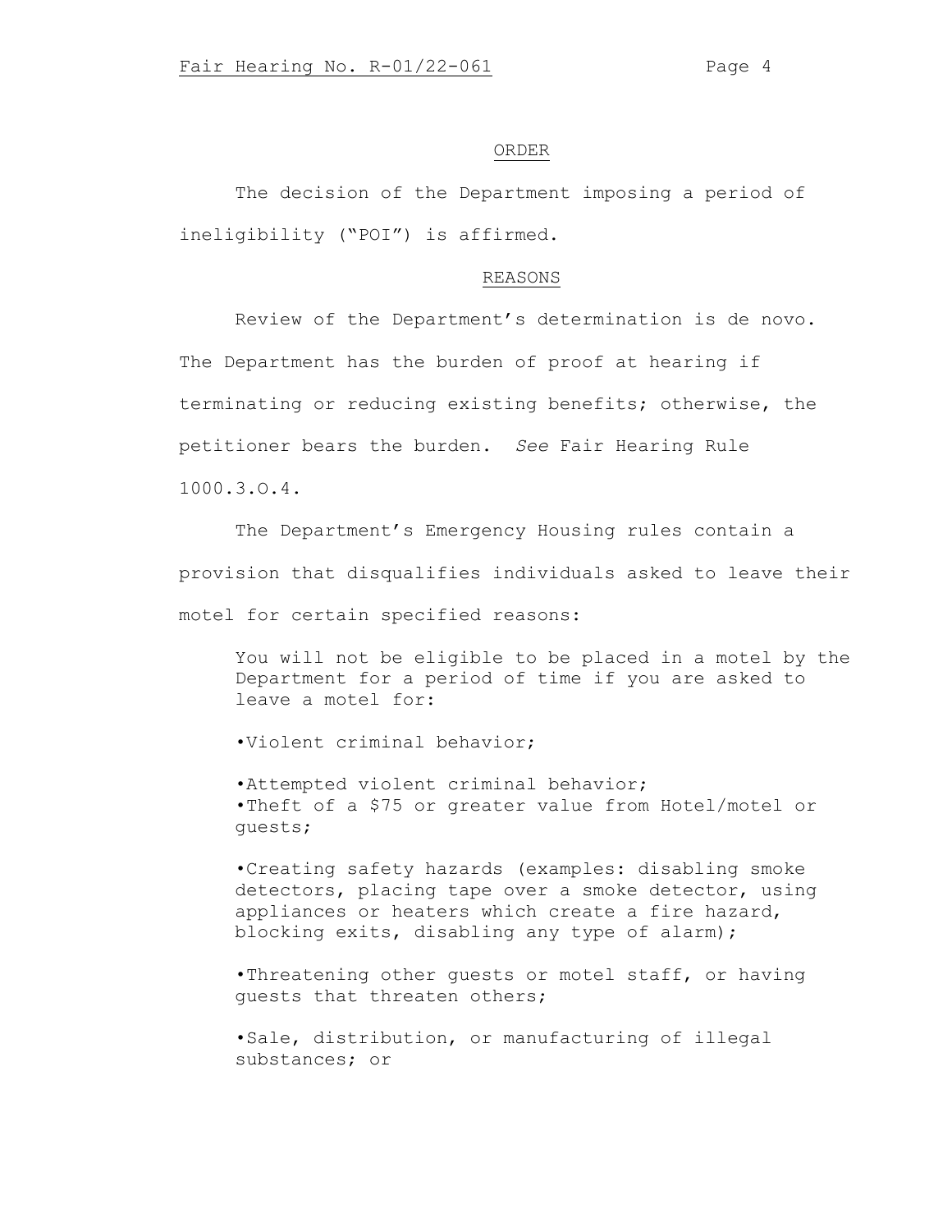## ORDER

The decision of the Department imposing a period of ineligibility ("POI") is affirmed.

## REASONS

Review of the Department's determination is de novo. The Department has the burden of proof at hearing if terminating or reducing existing benefits; otherwise, the petitioner bears the burden. *See* Fair Hearing Rule 1000.3.O.4.

The Department's Emergency Housing rules contain a provision that disqualifies individuals asked to leave their motel for certain specified reasons:

> You will not be eligible to be placed in a motel by the Department for a period of time if you are asked to leave a motel for:
>
> •Violent criminal behavior;
>
> •Attempted violent criminal behavior;
> •Theft of a $75 or greater value from Hotel/motel or guests;
>
> •Creating safety hazards (examples: disabling smoke detectors, placing tape over a smoke detector, using appliances or heaters which create a fire hazard, blocking exits, disabling any type of alarm);
>
> •Threatening other guests or motel staff, or having guests that threaten others;
>
> •Sale, distribution, or manufacturing of illegal substances; or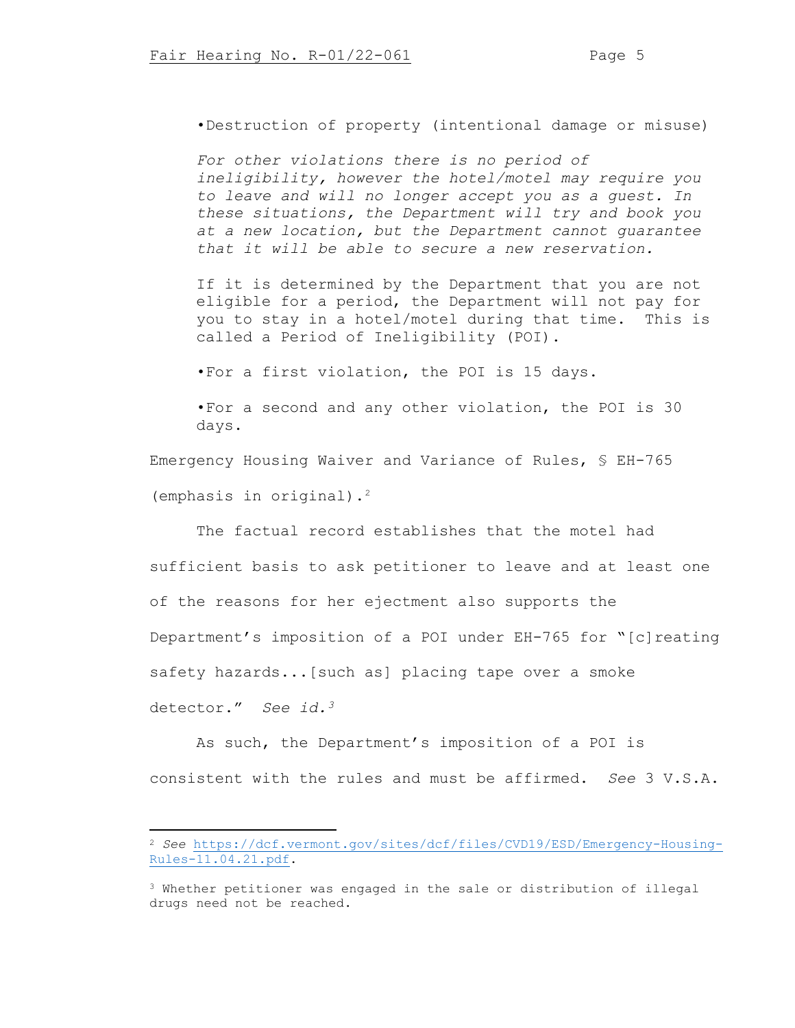•Destruction of property (intentional damage or misuse)

*For other violations there is no period of ineligibility, however the hotel/motel may require you to leave and will no longer accept you as a guest. In these situations, the Department will try and book you at a new location, but the Department cannot guarantee that it will be able to secure a new reservation.*

If it is determined by the Department that you are not eligible for a period, the Department will not pay for you to stay in a hotel/motel during that time. This is called a Period of Ineligibility (POI).

•For a first violation, the POI is 15 days.

•For a second and any other violation, the POI is 30 days.

Emergency Housing Waiver and Variance of Rules, § EH-765 (emphasis in original).[2]

The factual record establishes that the motel had sufficient basis to ask petitioner to leave and at least one of the reasons for her ejectment also supports the Department's imposition of a POI under EH-765 for "[c]reating safety hazards...[such as] placing tape over a smoke detector." *See id.*[3]

As such, the Department's imposition of a POI is consistent with the rules and must be affirmed. *See* 3 V.S.A.

---

[2] *See* https://dcf.vermont.gov/sites/dcf/files/CVD19/ESD/Emergency-Housing-Rules-11.04.21.pdf.

[3] Whether petitioner was engaged in the sale or distribution of illegal drugs need not be reached.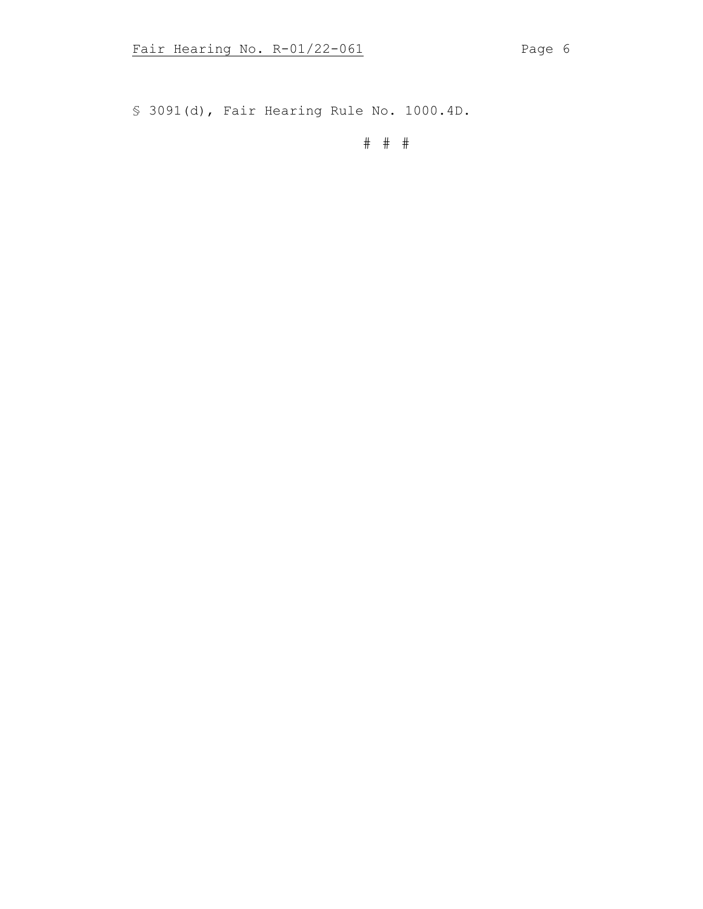§ 3091(d), Fair Hearing Rule No. 1000.4D.

# # #